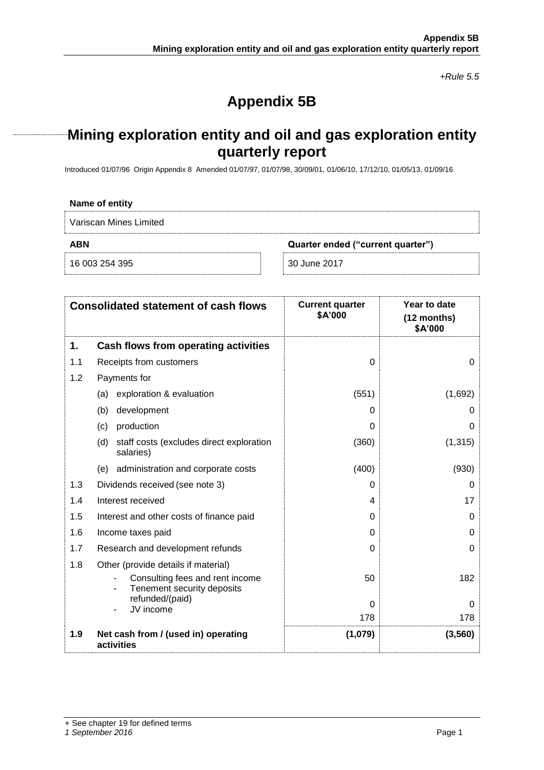*+Rule 5.5*

# Appendix 5B

## Mining exploration entity and oil and gas exploration entity quarterly report

Introduced 01/07/96 Origin Appendix 8 Amended 01/07/97, 01/07/98, 30/09/01, 01/06/10, 17/12/10, 01/05/13, 01/09/16

**Name of entity**

Variscan Mines Limited

| **ABN** | **Quarter ended ("current quarter")** |
|---|---|
| 16 003 254 395 | 30 June 2017 |

| | **Consolidated statement of cash flows** | **Current quarter $A'000** | **Year to date (12 months) $A'000** |
|---|---|---|---|
| **1.** | **Cash flows from operating activities** | | |
| 1.1 | Receipts from customers | 0 | 0 |
| 1.2 | Payments for | | |
| | (a) exploration & evaluation | (551) | (1,692) |
| | (b) development | 0 | 0 |
| | (c) production | 0 | 0 |
| | (d) staff costs (excludes direct exploration salaries) | (360) | (1,315) |
| | (e) administration and corporate costs | (400) | (930) |
| 1.3 | Dividends received (see note 3) | 0 | 0 |
| 1.4 | Interest received | 4 | 17 |
| 1.5 | Interest and other costs of finance paid | 0 | 0 |
| 1.6 | Income taxes paid | 0 | 0 |
| 1.7 | Research and development refunds | 0 | 0 |
| 1.8 | Other (provide details if material) | | |
| | - Consulting fees and rent income | 50 | 182 |
| | - Tenement security deposits refunded/(paid) | 0 | 0 |
| | - JV income | 178 | 178 |
| **1.9** | **Net cash from / (used in) operating activities** | **(1,079)** | **(3,560)** |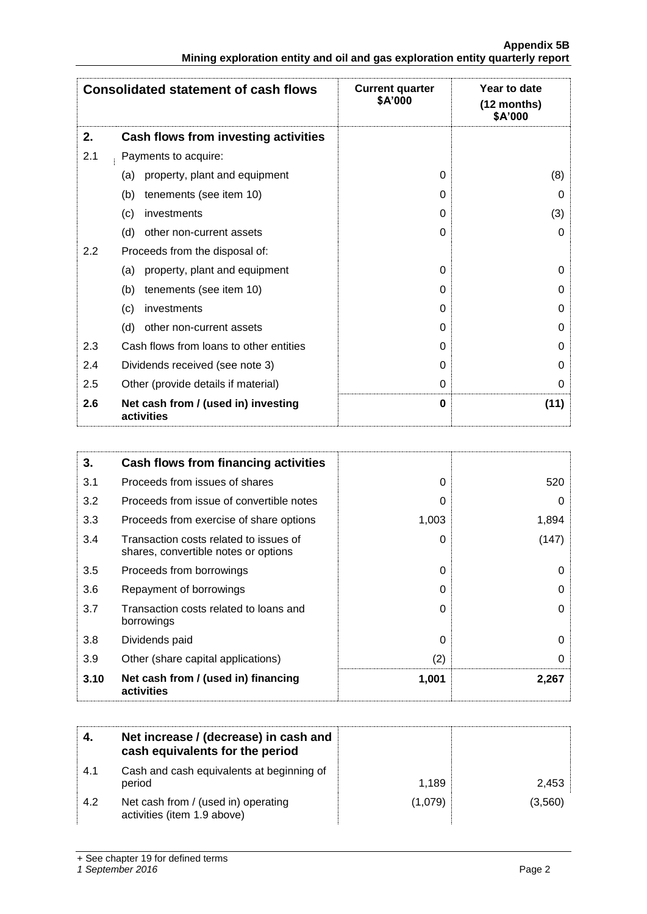| Consolidated statement of cash flows | | Current quarter $A'000 | Year to date (12 months) $A'000 |
|---|---|---|---|
| **2.** | **Cash flows from investing activities** | | |
| 2.1 | Payments to acquire: | | |
| | (a) property, plant and equipment | 0 | (8) |
| | (b) tenements (see item 10) | 0 | 0 |
| | (c) investments | 0 | (3) |
| | (d) other non-current assets | 0 | 0 |
| 2.2 | Proceeds from the disposal of: | | |
| | (a) property, plant and equipment | 0 | 0 |
| | (b) tenements (see item 10) | 0 | 0 |
| | (c) investments | 0 | 0 |
| | (d) other non-current assets | 0 | 0 |
| 2.3 | Cash flows from loans to other entities | 0 | 0 |
| 2.4 | Dividends received (see note 3) | 0 | 0 |
| 2.5 | Other (provide details if material) | 0 | 0 |
| **2.6** | **Net cash from / (used in) investing activities** | **0** | **(11)** |

| | | | |
|---|---|---|---|
| **3.** | **Cash flows from financing activities** | | |
| 3.1 | Proceeds from issues of shares | 0 | 520 |
| 3.2 | Proceeds from issue of convertible notes | 0 | 0 |
| 3.3 | Proceeds from exercise of share options | 1,003 | 1,894 |
| 3.4 | Transaction costs related to issues of shares, convertible notes or options | 0 | (147) |
| 3.5 | Proceeds from borrowings | 0 | 0 |
| 3.6 | Repayment of borrowings | 0 | 0 |
| 3.7 | Transaction costs related to loans and borrowings | 0 | 0 |
| 3.8 | Dividends paid | 0 | 0 |
| 3.9 | Other (share capital applications) | (2) | 0 |
| **3.10** | **Net cash from / (used in) financing activities** | **1,001** | **2,267** |

| | | | |
|---|---|---|---|
| **4.** | **Net increase / (decrease) in cash and cash equivalents for the period** | | |
| 4.1 | Cash and cash equivalents at beginning of period | 1,189 | 2,453 |
| 4.2 | Net cash from / (used in) operating activities (item 1.9 above) | (1,079) | (3,560) |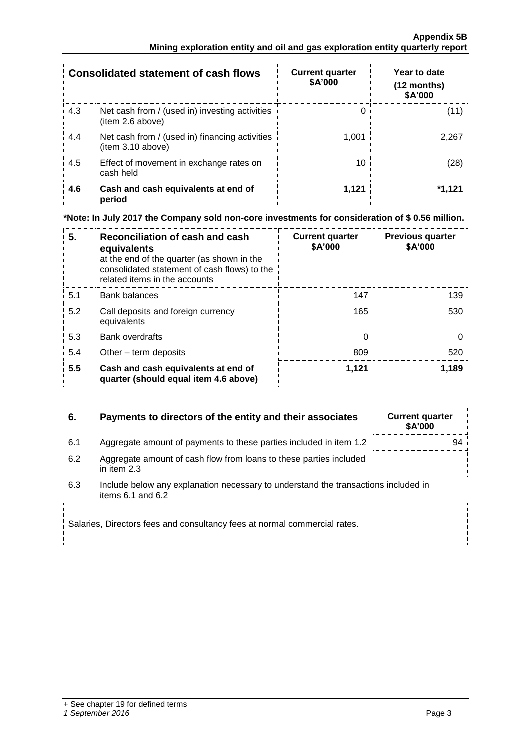| Consolidated statement of cash flows | | Current quarter $A'000 | Year to date (12 months) $A'000 |
|---|---|---|---|
| 4.3 | Net cash from / (used in) investing activities (item 2.6 above) | 0 | (11) |
| 4.4 | Net cash from / (used in) financing activities (item 3.10 above) | 1,001 | 2,267 |
| 4.5 | Effect of movement in exchange rates on cash held | 10 | (28) |
| **4.6** | **Cash and cash equivalents at end of period** | **1,121** | ***1,121** |

**\*Note: In July 2017 the Company sold non-core investments for consideration of $ 0.56 million.**

| **5.** | **Reconciliation of cash and cash equivalents** at the end of the quarter (as shown in the consolidated statement of cash flows) to the related items in the accounts | **Current quarter $A'000** | **Previous quarter $A'000** |
|---|---|---|---|
| 5.1 | Bank balances | 147 | 139 |
| 5.2 | Call deposits and foreign currency equivalents | 165 | 530 |
| 5.3 | Bank overdrafts | 0 | 0 |
| 5.4 | Other – term deposits | 809 | 520 |
| **5.5** | **Cash and cash equivalents at end of quarter (should equal item 4.6 above)** | **1,121** | **1,189** |

| **6.** | **Payments to directors of the entity and their associates** | **Current quarter $A'000** |
|---|---|---|
| 6.1 | Aggregate amount of payments to these parties included in item 1.2 | 94 |
| 6.2 | Aggregate amount of cash flow from loans to these parties included in item 2.3 | |

6.3 Include below any explanation necessary to understand the transactions included in items 6.1 and 6.2

Salaries, Directors fees and consultancy fees at normal commercial rates.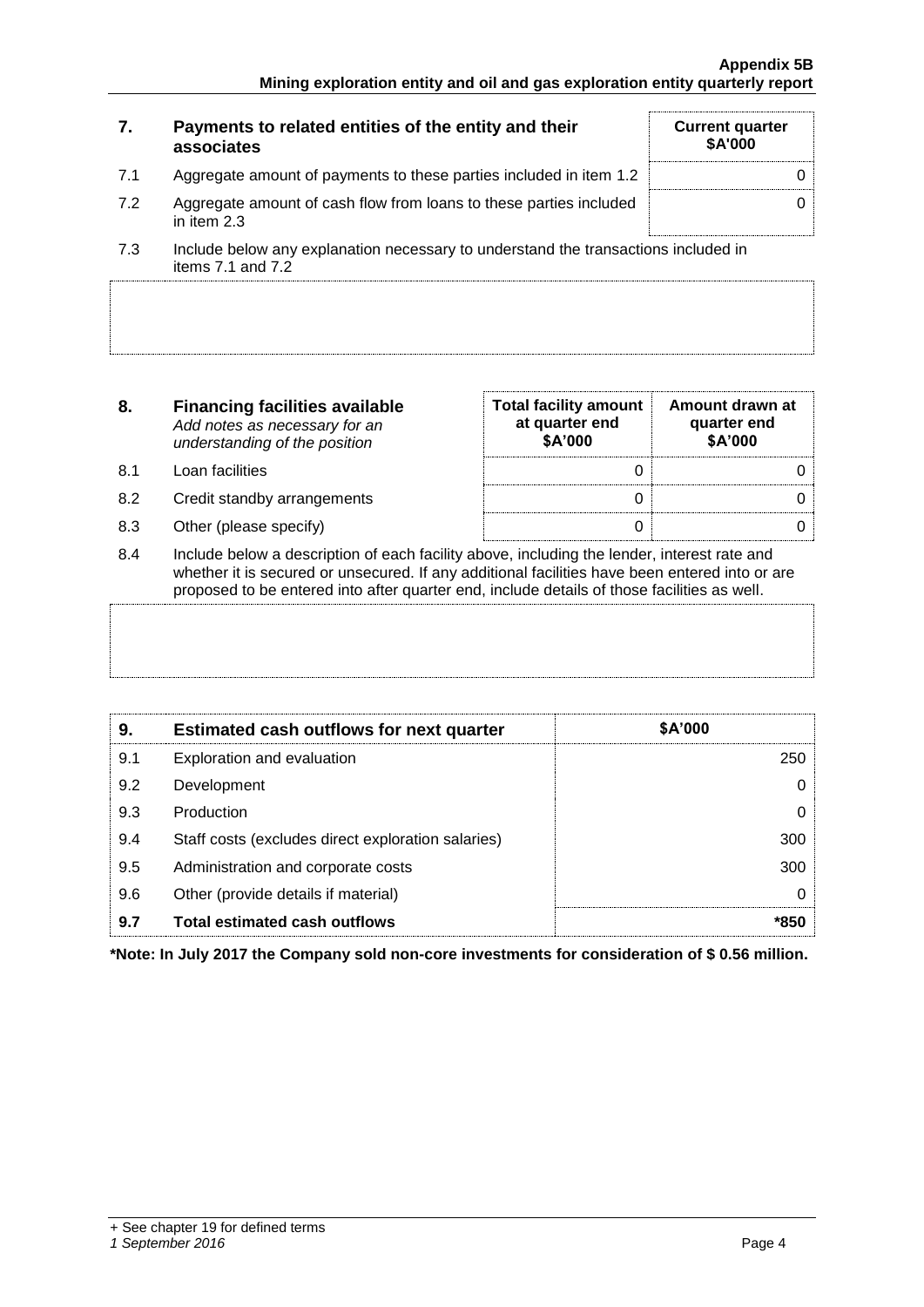| 7. | Payments to related entities of the entity and their associates | Current quarter $A'000 |
|---|---|---|
| 7.1 | Aggregate amount of payments to these parties included in item 1.2 | 0 |
| 7.2 | Aggregate amount of cash flow from loans to these parties included in item 2.3 | 0 |

7.3 Include below any explanation necessary to understand the transactions included in items 7.1 and 7.2

| 8. | **Financing facilities available** *Add notes as necessary for an understanding of the position* | Total facility amount at quarter end $A'000 | Amount drawn at quarter end $A'000 |
|---|---|---|---|
| 8.1 | Loan facilities | 0 | 0 |
| 8.2 | Credit standby arrangements | 0 | 0 |
| 8.3 | Other (please specify) | 0 | 0 |

8.4 Include below a description of each facility above, including the lender, interest rate and whether it is secured or unsecured. If any additional facilities have been entered into or are proposed to be entered into after quarter end, include details of those facilities as well.

| 9. | Estimated cash outflows for next quarter | $A'000 |
|---|---|---|
| 9.1 | Exploration and evaluation | 250 |
| 9.2 | Development | 0 |
| 9.3 | Production | 0 |
| 9.4 | Staff costs (excludes direct exploration salaries) | 300 |
| 9.5 | Administration and corporate costs | 300 |
| 9.6 | Other (provide details if material) | 0 |
| **9.7** | **Total estimated cash outflows** | ***850** |

**\*Note: In July 2017 the Company sold non-core investments for consideration of $ 0.56 million.**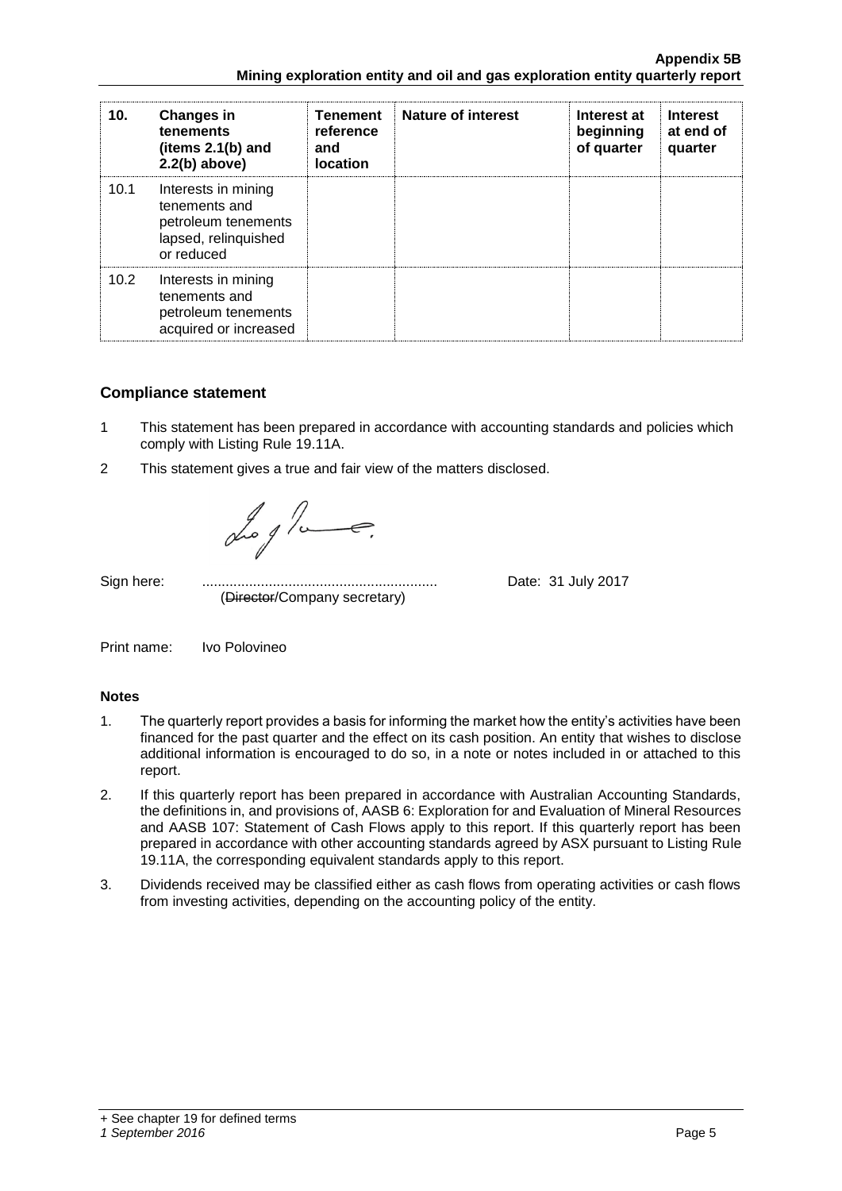| 10. | Changes in tenements (items 2.1(b) and 2.2(b) above) | Tenement reference and location | Nature of interest | Interest at beginning of quarter | Interest at end of quarter |
|---|---|---|---|---|---|
| 10.1 | Interests in mining tenements and petroleum tenements lapsed, relinquished or reduced | | | | |
| 10.2 | Interests in mining tenements and petroleum tenements acquired or increased | | | | |

## Compliance statement

1 This statement has been prepared in accordance with accounting standards and policies which comply with Listing Rule 19.11A.

2 This statement gives a true and fair view of the matters disclosed.

Sign here: ............................................................ Date: 31 July 2017
(~~Director~~/Company secretary)

Print name: Ivo Polovineo

### Notes

1. The quarterly report provides a basis for informing the market how the entity's activities have been financed for the past quarter and the effect on its cash position. An entity that wishes to disclose additional information is encouraged to do so, in a note or notes included in or attached to this report.
2. If this quarterly report has been prepared in accordance with Australian Accounting Standards, the definitions in, and provisions of, AASB 6: Exploration for and Evaluation of Mineral Resources and AASB 107: Statement of Cash Flows apply to this report. If this quarterly report has been prepared in accordance with other accounting standards agreed by ASX pursuant to Listing Rule 19.11A, the corresponding equivalent standards apply to this report.
3. Dividends received may be classified either as cash flows from operating activities or cash flows from investing activities, depending on the accounting policy of the entity.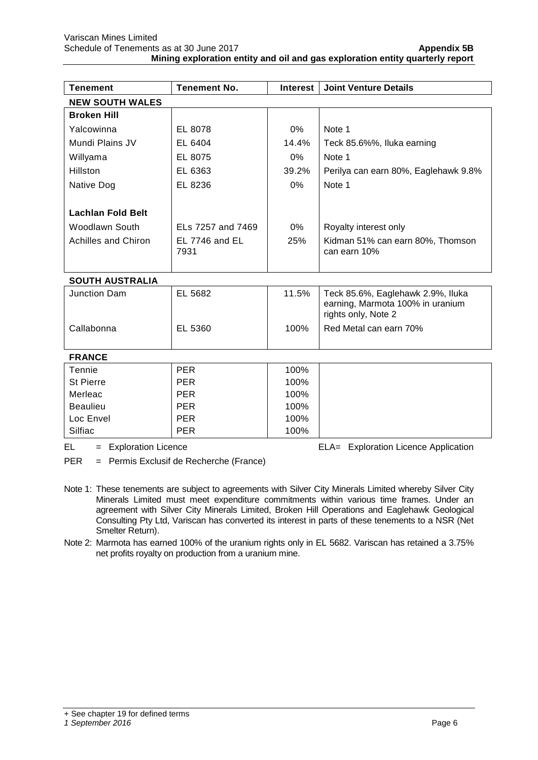Variscan Mines Limited
Schedule of Tenements as at 30 June 2017

| Tenement | Tenement No. | Interest | Joint Venture Details |
|---|---|---|---|
| **NEW SOUTH WALES** | | | |
| **Broken Hill** | | | |
| Yalcowinna | EL 8078 | 0% | Note 1 |
| Mundi Plains JV | EL 6404 | 14.4% | Teck 85.6%%, Iluka earning |
| Willyama | EL 8075 | 0% | Note 1 |
| Hillston | EL 6363 | 39.2% | Perilya can earn 80%, Eaglehawk 9.8% |
| Native Dog | EL 8236 | 0% | Note 1 |
| **Lachlan Fold Belt** | | | |
| Woodlawn South | ELs 7257 and 7469 | 0% | Royalty interest only |
| Achilles and Chiron | EL 7746 and EL 7931 | 25% | Kidman 51% can earn 80%, Thomson can earn 10% |
| **SOUTH AUSTRALIA** | | | |
| Junction Dam | EL 5682 | 11.5% | Teck 85.6%, Eaglehawk 2.9%, Iluka earning, Marmota 100% in uranium rights only, Note 2 |
| Callabonna | EL 5360 | 100% | Red Metal can earn 70% |
| **FRANCE** | | | |
| Tennie | PER | 100% | |
| St Pierre | PER | 100% | |
| Merleac | PER | 100% | |
| Beaulieu | PER | 100% | |
| Loc Envel | PER | 100% | |
| Silfiac | PER | 100% | |

EL = Exploration Licence

ELA= Exploration Licence Application

PER = Permis Exclusif de Recherche (France)

Note 1: These tenements are subject to agreements with Silver City Minerals Limited whereby Silver City Minerals Limited must meet expenditure commitments within various time frames. Under an agreement with Silver City Minerals Limited, Broken Hill Operations and Eaglehawk Geological Consulting Pty Ltd, Variscan has converted its interest in parts of these tenements to a NSR (Net Smelter Return).

Note 2: Marmota has earned 100% of the uranium rights only in EL 5682. Variscan has retained a 3.75% net profits royalty on production from a uranium mine.